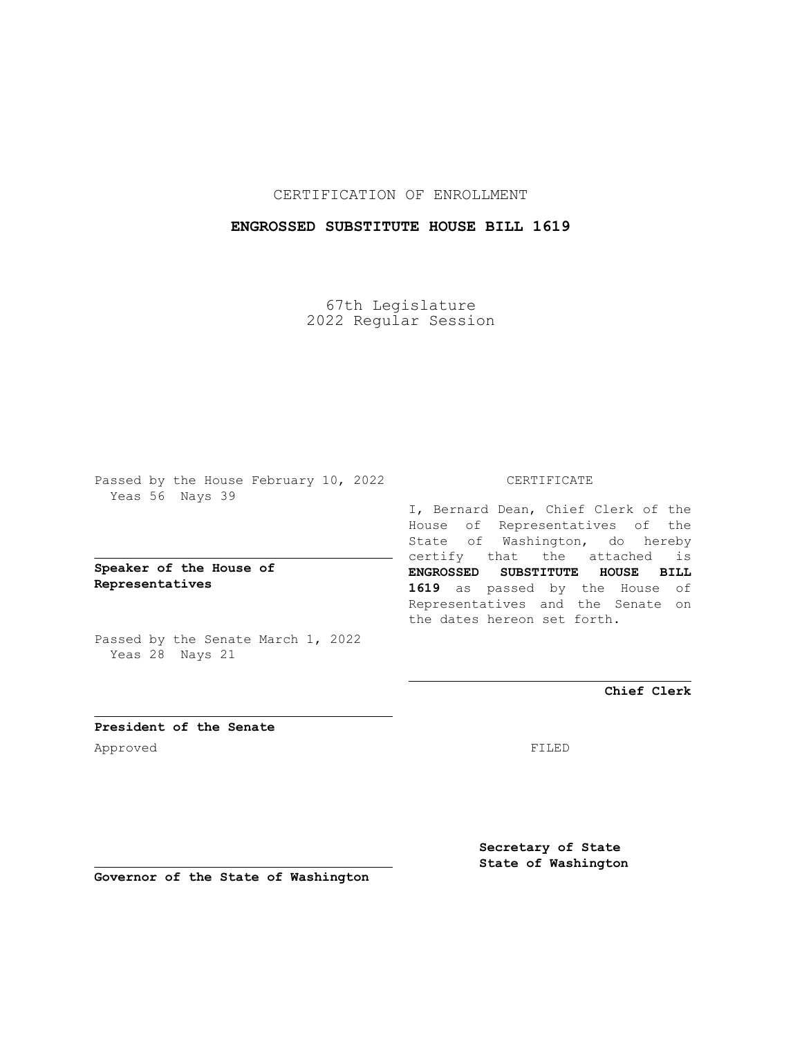CERTIFICATION OF ENROLLMENT

**ENGROSSED SUBSTITUTE HOUSE BILL 1619**

67th Legislature
2022 Regular Session

Passed by the House February 10, 2022
Yeas 56 Nays 39

**Speaker of the House of Representatives**

Passed by the Senate March 1, 2022
Yeas 28 Nays 21

**President of the Senate**

Approved

**Governor of the State of Washington**

CERTIFICATE

I, Bernard Dean, Chief Clerk of the House of Representatives of the State of Washington, do hereby certify that the attached is **ENGROSSED SUBSTITUTE HOUSE BILL 1619** as passed by the House of Representatives and the Senate on the dates hereon set forth.

**Chief Clerk**

FILED

**Secretary of State**
**State of Washington**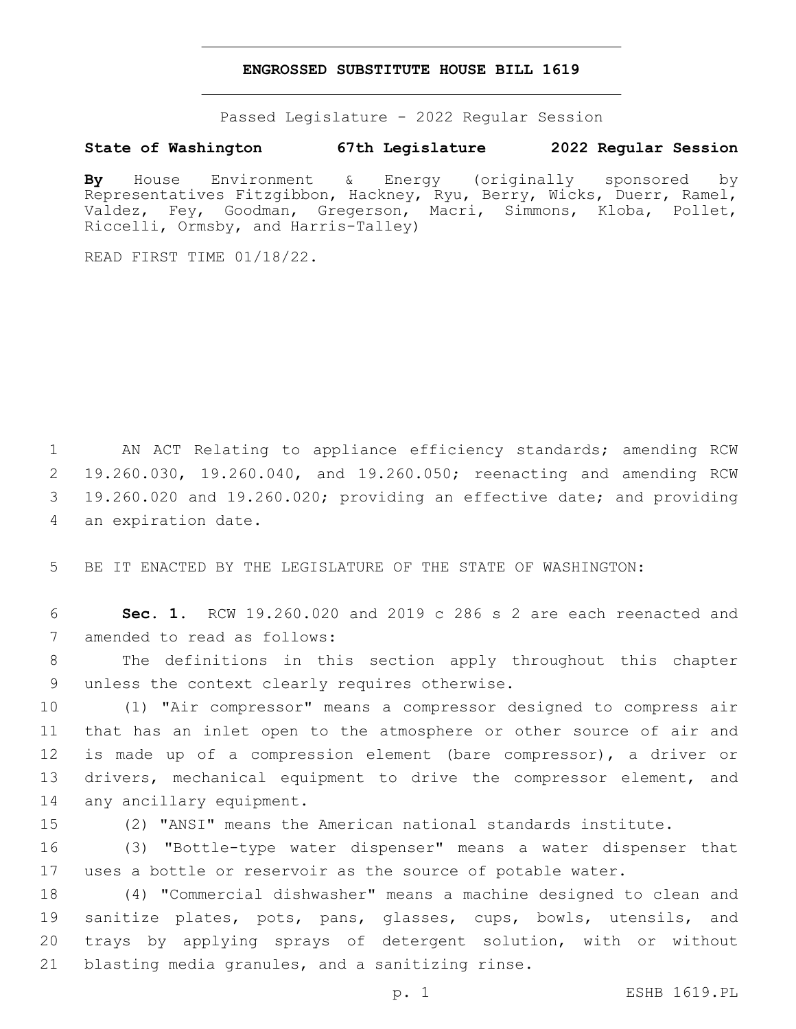# ENGROSSED SUBSTITUTE HOUSE BILL 1619

Passed Legislature - 2022 Regular Session

**State of Washington 67th Legislature 2022 Regular Session**

**By** House Environment & Energy (originally sponsored by Representatives Fitzgibbon, Hackney, Ryu, Berry, Wicks, Duerr, Ramel, Valdez, Fey, Goodman, Gregerson, Macri, Simmons, Kloba, Pollet, Riccelli, Ormsby, and Harris-Talley)

READ FIRST TIME 01/18/22.

AN ACT Relating to appliance efficiency standards; amending RCW 19.260.030, 19.260.040, and 19.260.050; reenacting and amending RCW 19.260.020 and 19.260.020; providing an effective date; and providing an expiration date.

BE IT ENACTED BY THE LEGISLATURE OF THE STATE OF WASHINGTON:

**Sec. 1.** RCW 19.260.020 and 2019 c 286 s 2 are each reenacted and amended to read as follows:

The definitions in this section apply throughout this chapter unless the context clearly requires otherwise.

(1) "Air compressor" means a compressor designed to compress air that has an inlet open to the atmosphere or other source of air and is made up of a compression element (bare compressor), a driver or drivers, mechanical equipment to drive the compressor element, and any ancillary equipment.

(2) "ANSI" means the American national standards institute.

(3) "Bottle-type water dispenser" means a water dispenser that uses a bottle or reservoir as the source of potable water.

(4) "Commercial dishwasher" means a machine designed to clean and sanitize plates, pots, pans, glasses, cups, bowls, utensils, and trays by applying sprays of detergent solution, with or without blasting media granules, and a sanitizing rinse.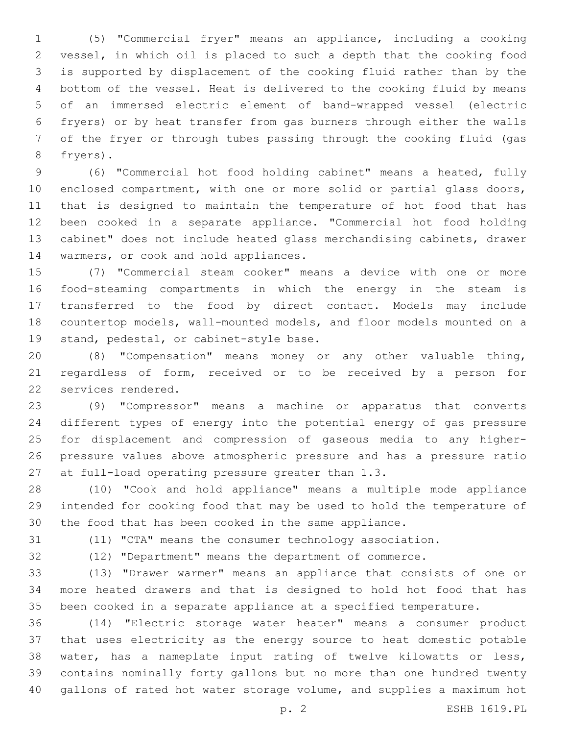(5) "Commercial fryer" means an appliance, including a cooking vessel, in which oil is placed to such a depth that the cooking food is supported by displacement of the cooking fluid rather than by the bottom of the vessel. Heat is delivered to the cooking fluid by means of an immersed electric element of band-wrapped vessel (electric fryers) or by heat transfer from gas burners through either the walls of the fryer or through tubes passing through the cooking fluid (gas fryers).

(6) "Commercial hot food holding cabinet" means a heated, fully enclosed compartment, with one or more solid or partial glass doors, that is designed to maintain the temperature of hot food that has been cooked in a separate appliance. "Commercial hot food holding cabinet" does not include heated glass merchandising cabinets, drawer warmers, or cook and hold appliances.

(7) "Commercial steam cooker" means a device with one or more food-steaming compartments in which the energy in the steam is transferred to the food by direct contact. Models may include countertop models, wall-mounted models, and floor models mounted on a stand, pedestal, or cabinet-style base.

(8) "Compensation" means money or any other valuable thing, regardless of form, received or to be received by a person for services rendered.

(9) "Compressor" means a machine or apparatus that converts different types of energy into the potential energy of gas pressure for displacement and compression of gaseous media to any higher-pressure values above atmospheric pressure and has a pressure ratio at full-load operating pressure greater than 1.3.

(10) "Cook and hold appliance" means a multiple mode appliance intended for cooking food that may be used to hold the temperature of the food that has been cooked in the same appliance.

(11) "CTA" means the consumer technology association.

(12) "Department" means the department of commerce.

(13) "Drawer warmer" means an appliance that consists of one or more heated drawers and that is designed to hold hot food that has been cooked in a separate appliance at a specified temperature.

(14) "Electric storage water heater" means a consumer product that uses electricity as the energy source to heat domestic potable water, has a nameplate input rating of twelve kilowatts or less, contains nominally forty gallons but no more than one hundred twenty gallons of rated hot water storage volume, and supplies a maximum hot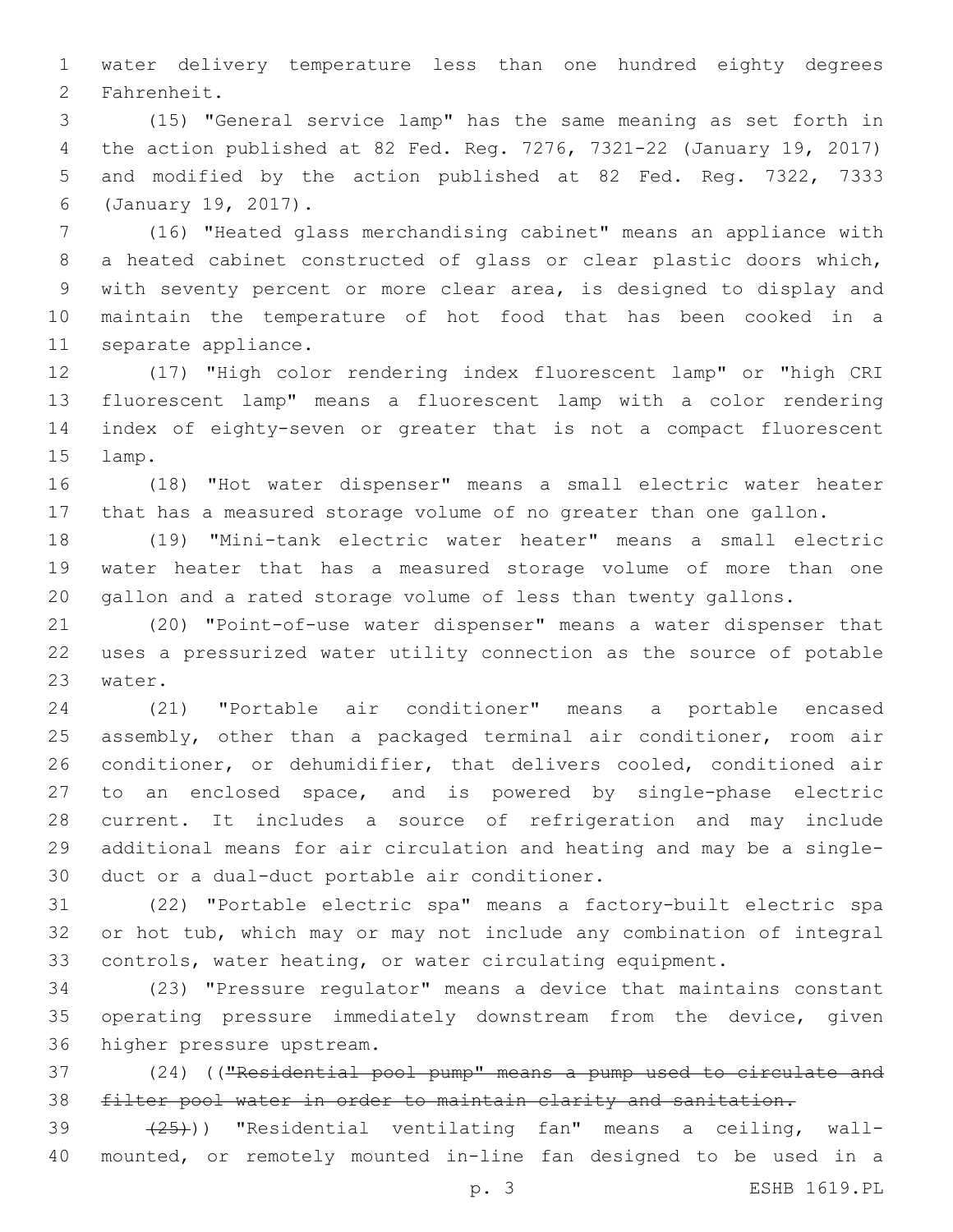water delivery temperature less than one hundred eighty degrees Fahrenheit.

(15) "General service lamp" has the same meaning as set forth in the action published at 82 Fed. Reg. 7276, 7321-22 (January 19, 2017) and modified by the action published at 82 Fed. Reg. 7322, 7333 (January 19, 2017).

(16) "Heated glass merchandising cabinet" means an appliance with a heated cabinet constructed of glass or clear plastic doors which, with seventy percent or more clear area, is designed to display and maintain the temperature of hot food that has been cooked in a separate appliance.

(17) "High color rendering index fluorescent lamp" or "high CRI fluorescent lamp" means a fluorescent lamp with a color rendering index of eighty-seven or greater that is not a compact fluorescent lamp.

(18) "Hot water dispenser" means a small electric water heater that has a measured storage volume of no greater than one gallon.

(19) "Mini-tank electric water heater" means a small electric water heater that has a measured storage volume of more than one gallon and a rated storage volume of less than twenty gallons.

(20) "Point-of-use water dispenser" means a water dispenser that uses a pressurized water utility connection as the source of potable water.

(21) "Portable air conditioner" means a portable encased assembly, other than a packaged terminal air conditioner, room air conditioner, or dehumidifier, that delivers cooled, conditioned air to an enclosed space, and is powered by single-phase electric current. It includes a source of refrigeration and may include additional means for air circulation and heating and may be a single-duct or a dual-duct portable air conditioner.

(22) "Portable electric spa" means a factory-built electric spa or hot tub, which may or may not include any combination of integral controls, water heating, or water circulating equipment.

(23) "Pressure regulator" means a device that maintains constant operating pressure immediately downstream from the device, given higher pressure upstream.

(24) ((~~"Residential pool pump" means a pump used to circulate and filter pool water in order to maintain clarity and sanitation.~~

~~(25)~~)) "Residential ventilating fan" means a ceiling, wall-mounted, or remotely mounted in-line fan designed to be used in a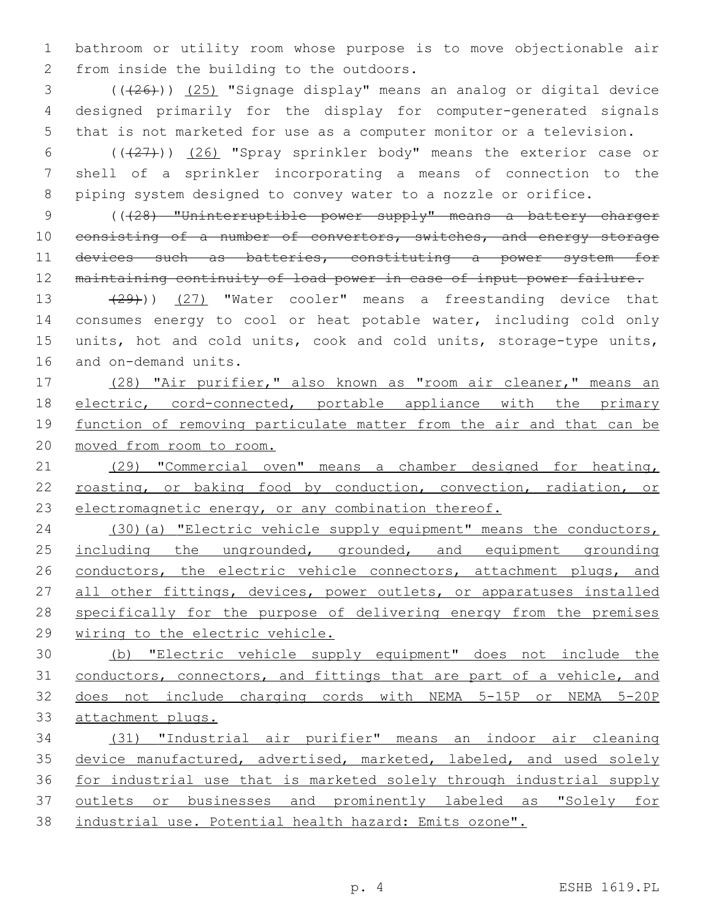bathroom or utility room whose purpose is to move objectionable air from inside the building to the outdoors.

(((26))) (25) "Signage display" means an analog or digital device designed primarily for the display for computer-generated signals that is not marketed for use as a computer monitor or a television.

(((27))) (26) "Spray sprinkler body" means the exterior case or shell of a sprinkler incorporating a means of connection to the piping system designed to convey water to a nozzle or orifice.

(((28) "Uninterruptible power supply" means a battery charger consisting of a number of convertors, switches, and energy storage devices such as batteries, constituting a power system for maintaining continuity of load power in case of input power failure.

(29))) (27) "Water cooler" means a freestanding device that consumes energy to cool or heat potable water, including cold only units, hot and cold units, cook and cold units, storage-type units, and on-demand units.

(28) "Air purifier," also known as "room air cleaner," means an electric, cord-connected, portable appliance with the primary function of removing particulate matter from the air and that can be moved from room to room.

(29) "Commercial oven" means a chamber designed for heating, roasting, or baking food by conduction, convection, radiation, or electromagnetic energy, or any combination thereof.

(30)(a) "Electric vehicle supply equipment" means the conductors, including the ungrounded, grounded, and equipment grounding conductors, the electric vehicle connectors, attachment plugs, and all other fittings, devices, power outlets, or apparatuses installed specifically for the purpose of delivering energy from the premises wiring to the electric vehicle.

(b) "Electric vehicle supply equipment" does not include the conductors, connectors, and fittings that are part of a vehicle, and does not include charging cords with NEMA 5-15P or NEMA 5-20P attachment plugs.

(31) "Industrial air purifier" means an indoor air cleaning device manufactured, advertised, marketed, labeled, and used solely for industrial use that is marketed solely through industrial supply outlets or businesses and prominently labeled as "Solely for industrial use. Potential health hazard: Emits ozone".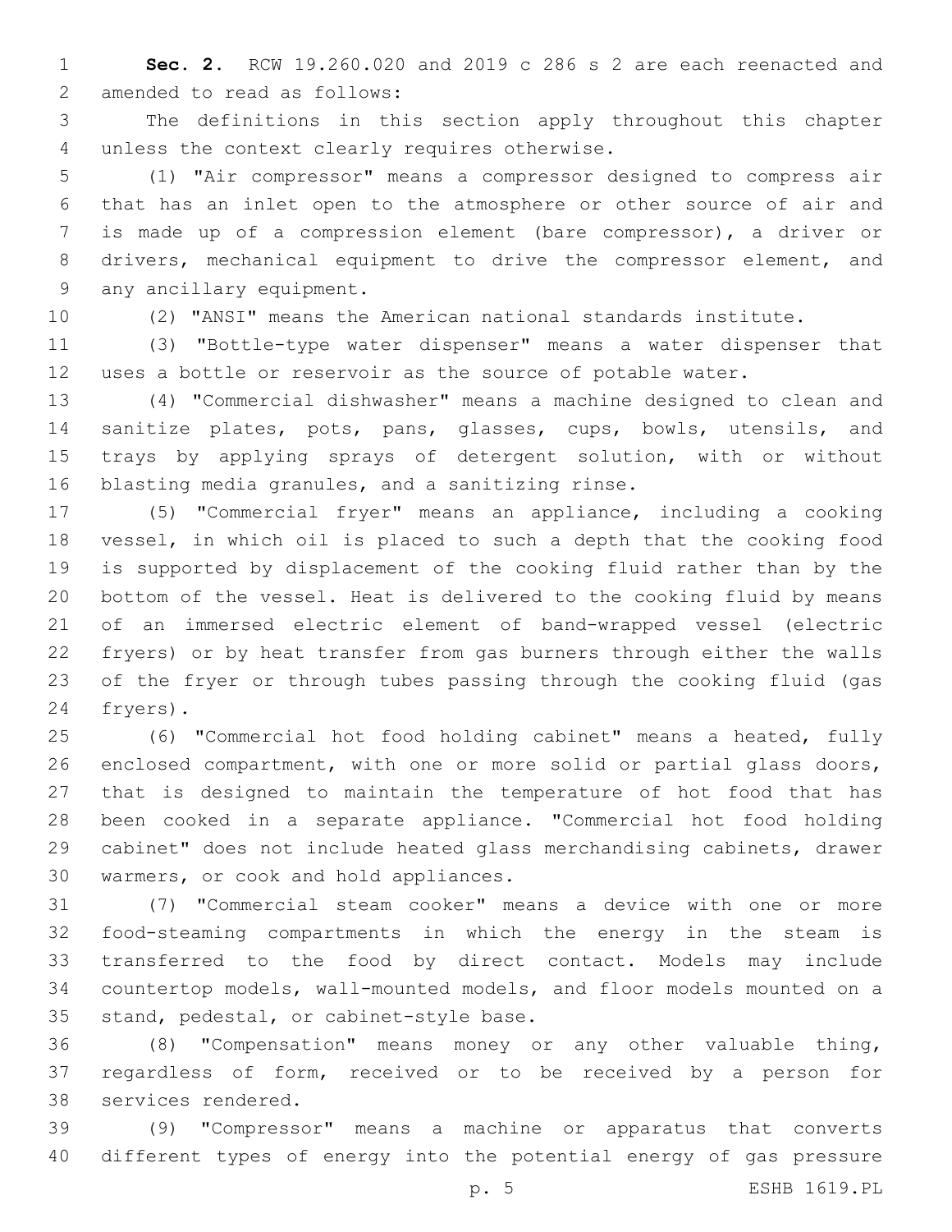**Sec. 2.** RCW 19.260.020 and 2019 c 286 s 2 are each reenacted and amended to read as follows:

The definitions in this section apply throughout this chapter unless the context clearly requires otherwise.

(1) "Air compressor" means a compressor designed to compress air that has an inlet open to the atmosphere or other source of air and is made up of a compression element (bare compressor), a driver or drivers, mechanical equipment to drive the compressor element, and any ancillary equipment.

(2) "ANSI" means the American national standards institute.

(3) "Bottle-type water dispenser" means a water dispenser that uses a bottle or reservoir as the source of potable water.

(4) "Commercial dishwasher" means a machine designed to clean and sanitize plates, pots, pans, glasses, cups, bowls, utensils, and trays by applying sprays of detergent solution, with or without blasting media granules, and a sanitizing rinse.

(5) "Commercial fryer" means an appliance, including a cooking vessel, in which oil is placed to such a depth that the cooking food is supported by displacement of the cooking fluid rather than by the bottom of the vessel. Heat is delivered to the cooking fluid by means of an immersed electric element of band-wrapped vessel (electric fryers) or by heat transfer from gas burners through either the walls of the fryer or through tubes passing through the cooking fluid (gas fryers).

(6) "Commercial hot food holding cabinet" means a heated, fully enclosed compartment, with one or more solid or partial glass doors, that is designed to maintain the temperature of hot food that has been cooked in a separate appliance. "Commercial hot food holding cabinet" does not include heated glass merchandising cabinets, drawer warmers, or cook and hold appliances.

(7) "Commercial steam cooker" means a device with one or more food-steaming compartments in which the energy in the steam is transferred to the food by direct contact. Models may include countertop models, wall-mounted models, and floor models mounted on a stand, pedestal, or cabinet-style base.

(8) "Compensation" means money or any other valuable thing, regardless of form, received or to be received by a person for services rendered.

(9) "Compressor" means a machine or apparatus that converts different types of energy into the potential energy of gas pressure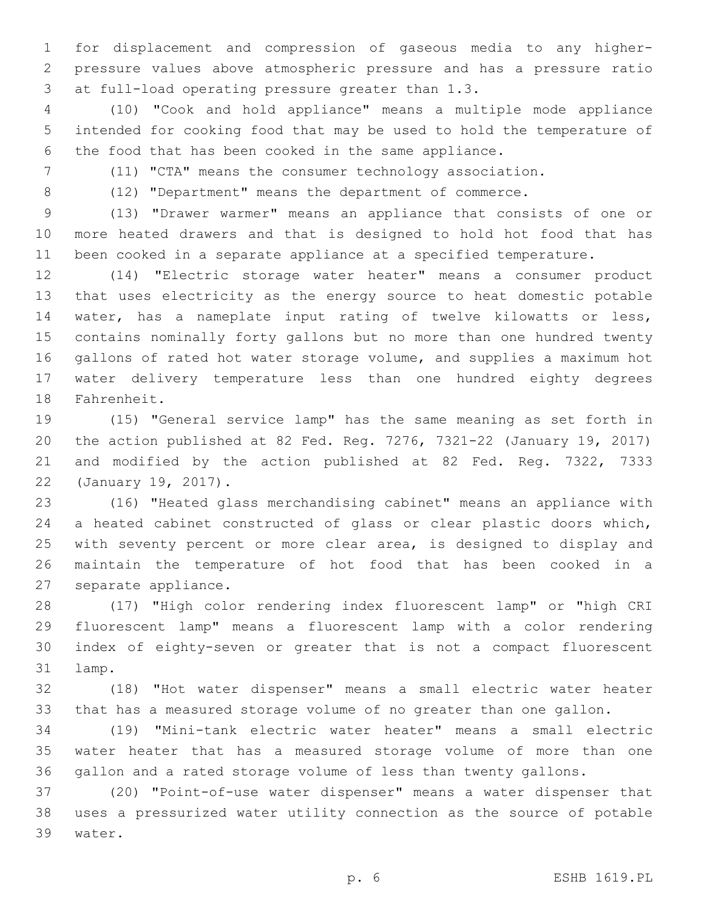for displacement and compression of gaseous media to any higher-pressure values above atmospheric pressure and has a pressure ratio at full-load operating pressure greater than 1.3.

(10) "Cook and hold appliance" means a multiple mode appliance intended for cooking food that may be used to hold the temperature of the food that has been cooked in the same appliance.

(11) "CTA" means the consumer technology association.

(12) "Department" means the department of commerce.

(13) "Drawer warmer" means an appliance that consists of one or more heated drawers and that is designed to hold hot food that has been cooked in a separate appliance at a specified temperature.

(14) "Electric storage water heater" means a consumer product that uses electricity as the energy source to heat domestic potable water, has a nameplate input rating of twelve kilowatts or less, contains nominally forty gallons but no more than one hundred twenty gallons of rated hot water storage volume, and supplies a maximum hot water delivery temperature less than one hundred eighty degrees Fahrenheit.

(15) "General service lamp" has the same meaning as set forth in the action published at 82 Fed. Reg. 7276, 7321-22 (January 19, 2017) and modified by the action published at 82 Fed. Reg. 7322, 7333 (January 19, 2017).

(16) "Heated glass merchandising cabinet" means an appliance with a heated cabinet constructed of glass or clear plastic doors which, with seventy percent or more clear area, is designed to display and maintain the temperature of hot food that has been cooked in a separate appliance.

(17) "High color rendering index fluorescent lamp" or "high CRI fluorescent lamp" means a fluorescent lamp with a color rendering index of eighty-seven or greater that is not a compact fluorescent lamp.

(18) "Hot water dispenser" means a small electric water heater that has a measured storage volume of no greater than one gallon.

(19) "Mini-tank electric water heater" means a small electric water heater that has a measured storage volume of more than one gallon and a rated storage volume of less than twenty gallons.

(20) "Point-of-use water dispenser" means a water dispenser that uses a pressurized water utility connection as the source of potable water.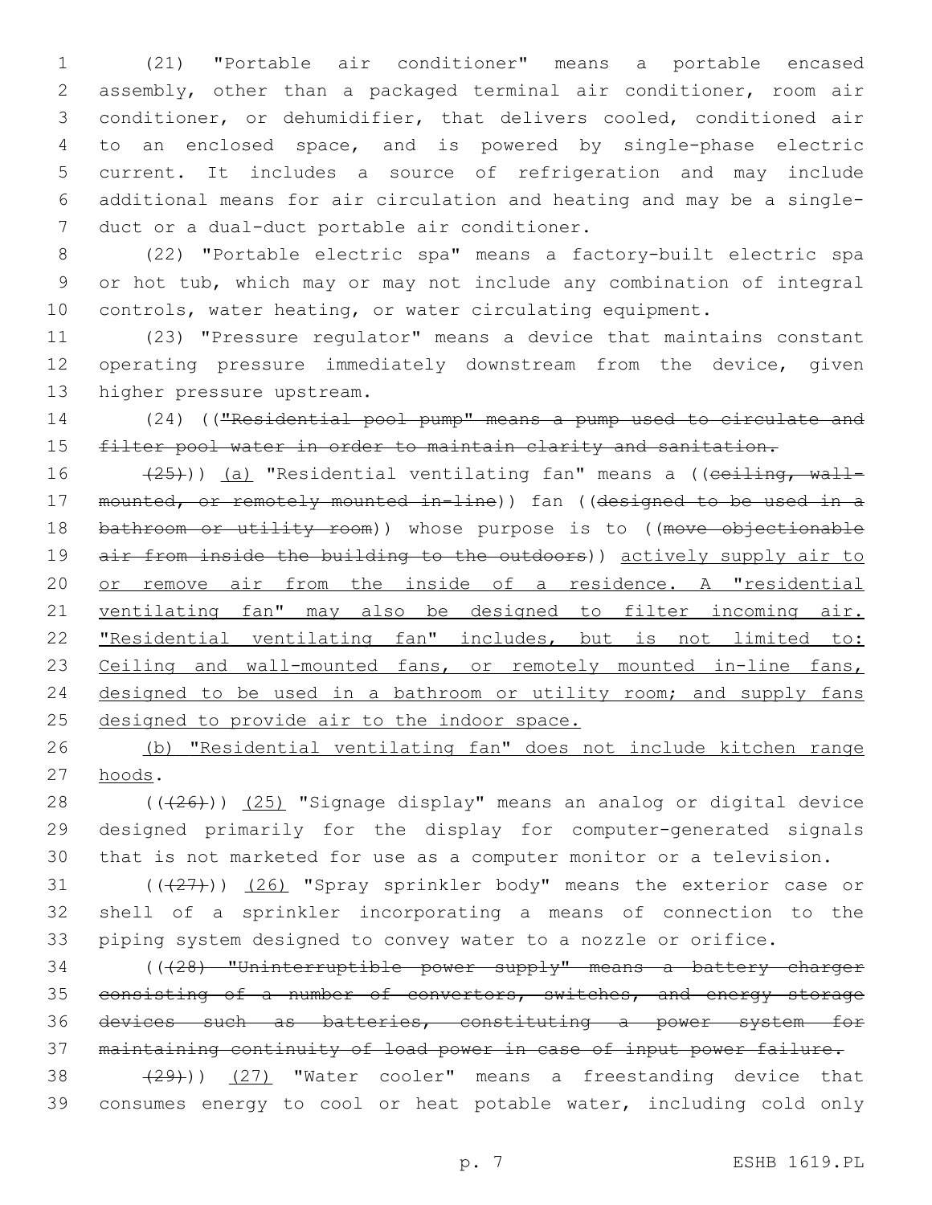(21) "Portable air conditioner" means a portable encased assembly, other than a packaged terminal air conditioner, room air conditioner, or dehumidifier, that delivers cooled, conditioned air to an enclosed space, and is powered by single-phase electric current. It includes a source of refrigeration and may include additional means for air circulation and heating and may be a single-duct or a dual-duct portable air conditioner.

(22) "Portable electric spa" means a factory-built electric spa or hot tub, which may or may not include any combination of integral controls, water heating, or water circulating equipment.

(23) "Pressure regulator" means a device that maintains constant operating pressure immediately downstream from the device, given higher pressure upstream.

(24) ((~~"Residential pool pump" means a pump used to circulate and filter pool water in order to maintain clarity and sanitation.~~

~~(25)~~)) (a) "Residential ventilating fan" means a ((~~ceiling, wall-mounted, or remotely mounted in-line~~)) fan ((~~designed to be used in a bathroom or utility room~~)) whose purpose is to ((~~move objectionable air from inside the building to the outdoors~~)) actively supply air to or remove air from the inside of a residence. A "residential ventilating fan" may also be designed to filter incoming air. "Residential ventilating fan" includes, but is not limited to: Ceiling and wall-mounted fans, or remotely mounted in-line fans, designed to be used in a bathroom or utility room; and supply fans designed to provide air to the indoor space.

(b) "Residential ventilating fan" does not include kitchen range hoods.

((~~(26)~~)) (25) "Signage display" means an analog or digital device designed primarily for the display for computer-generated signals that is not marketed for use as a computer monitor or a television.

((~~(27)~~)) (26) "Spray sprinkler body" means the exterior case or shell of a sprinkler incorporating a means of connection to the piping system designed to convey water to a nozzle or orifice.

((~~(28) "Uninterruptible power supply" means a battery charger consisting of a number of convertors, switches, and energy storage devices such as batteries, constituting a power system for maintaining continuity of load power in case of input power failure.~~

~~(29)~~)) (27) "Water cooler" means a freestanding device that consumes energy to cool or heat potable water, including cold only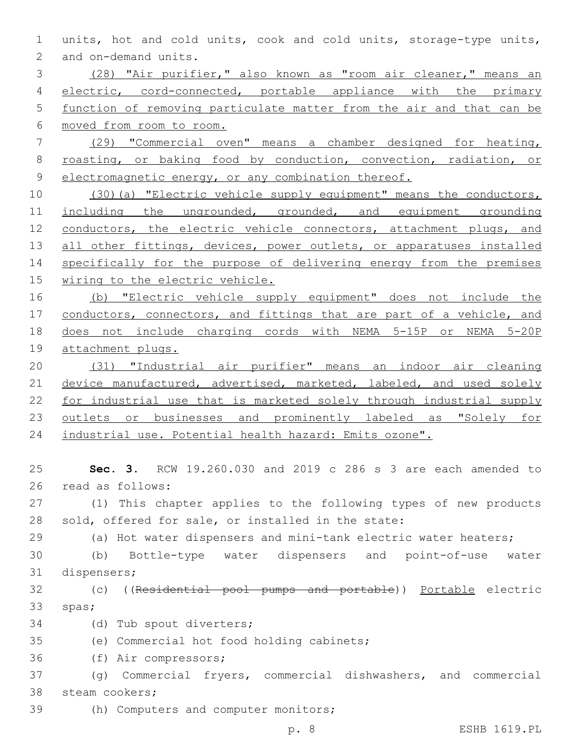units, hot and cold units, cook and cold units, storage-type units, and on-demand units.

<u>(28) "Air purifier," also known as "room air cleaner," means an electric, cord-connected, portable appliance with the primary function of removing particulate matter from the air and that can be moved from room to room.</u>

<u>(29) "Commercial oven" means a chamber designed for heating, roasting, or baking food by conduction, convection, radiation, or electromagnetic energy, or any combination thereof.</u>

<u>(30)(a) "Electric vehicle supply equipment" means the conductors, including the ungrounded, grounded, and equipment grounding conductors, the electric vehicle connectors, attachment plugs, and all other fittings, devices, power outlets, or apparatuses installed specifically for the purpose of delivering energy from the premises wiring to the electric vehicle.</u>

<u>(b) "Electric vehicle supply equipment" does not include the conductors, connectors, and fittings that are part of a vehicle, and does not include charging cords with NEMA 5-15P or NEMA 5-20P attachment plugs.</u>

<u>(31) "Industrial air purifier" means an indoor air cleaning device manufactured, advertised, marketed, labeled, and used solely for industrial use that is marketed solely through industrial supply outlets or businesses and prominently labeled as "Solely for industrial use. Potential health hazard: Emits ozone".</u>

**Sec. 3.** RCW 19.260.030 and 2019 c 286 s 3 are each amended to read as follows:

(1) This chapter applies to the following types of new products sold, offered for sale, or installed in the state:

(a) Hot water dispensers and mini-tank electric water heaters;

(b) Bottle-type water dispensers and point-of-use water dispensers;

(c) ((~~Residential pool pumps and portable~~)) <u>Portable</u> electric spas;

(d) Tub spout diverters;

(e) Commercial hot food holding cabinets;

(f) Air compressors;

(g) Commercial fryers, commercial dishwashers, and commercial steam cookers;

(h) Computers and computer monitors;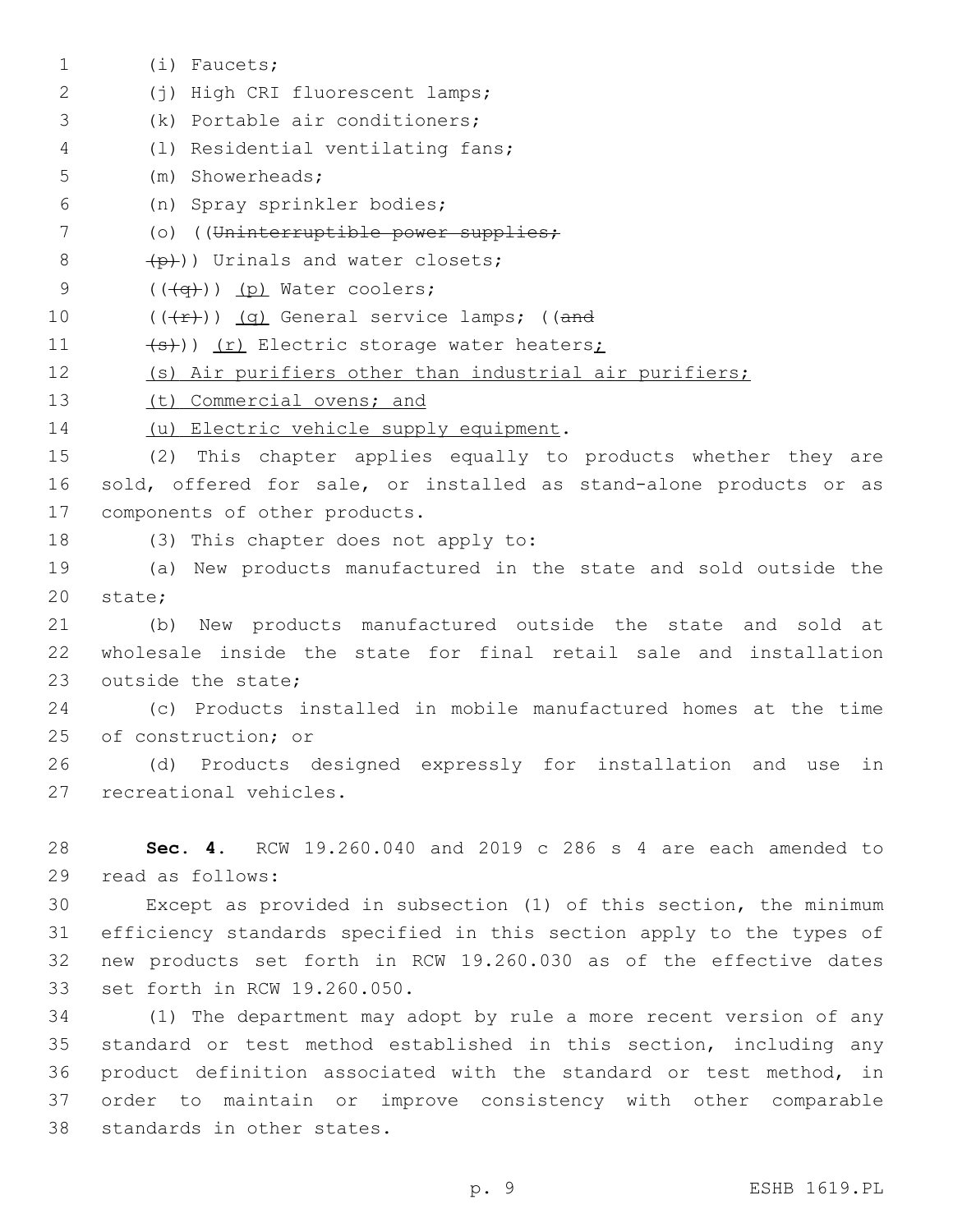(i) Faucets;

(j) High CRI fluorescent lamps;

(k) Portable air conditioners;

(l) Residential ventilating fans;

(m) Showerheads;

(n) Spray sprinkler bodies;

(o) ((~~Uninterruptible power supplies;~~

~~(p)~~)) Urinals and water closets;

((~~(q)~~)) (p) Water coolers;

((~~(r)~~)) (q) General service lamps; ((~~and~~

~~(s)~~)) (r) Electric storage water heaters;

(s) Air purifiers other than industrial air purifiers;

(t) Commercial ovens; and

(u) Electric vehicle supply equipment.

(2) This chapter applies equally to products whether they are sold, offered for sale, or installed as stand-alone products or as components of other products.

(3) This chapter does not apply to:

(a) New products manufactured in the state and sold outside the state;

(b) New products manufactured outside the state and sold at wholesale inside the state for final retail sale and installation outside the state;

(c) Products installed in mobile manufactured homes at the time of construction; or

(d) Products designed expressly for installation and use in recreational vehicles.

**Sec. 4.** RCW 19.260.040 and 2019 c 286 s 4 are each amended to read as follows:

Except as provided in subsection (1) of this section, the minimum efficiency standards specified in this section apply to the types of new products set forth in RCW 19.260.030 as of the effective dates set forth in RCW 19.260.050.

(1) The department may adopt by rule a more recent version of any standard or test method established in this section, including any product definition associated with the standard or test method, in order to maintain or improve consistency with other comparable standards in other states.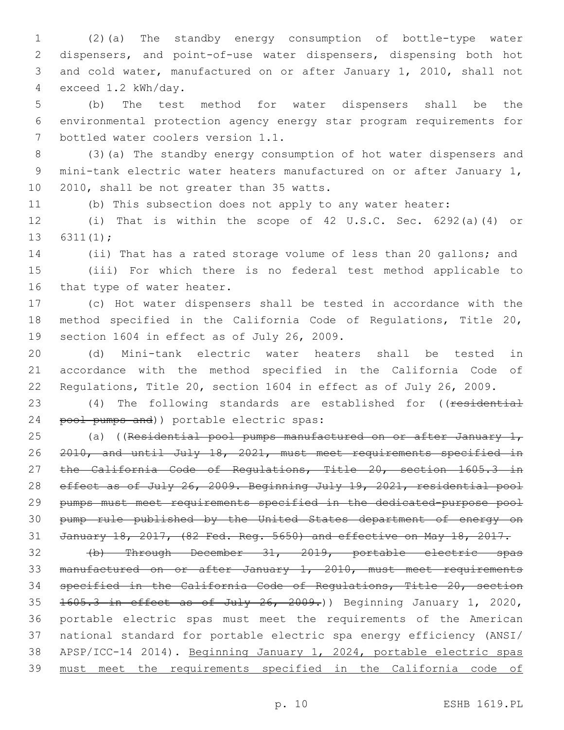(2)(a) The standby energy consumption of bottle-type water dispensers, and point-of-use water dispensers, dispensing both hot and cold water, manufactured on or after January 1, 2010, shall not exceed 1.2 kWh/day.

(b) The test method for water dispensers shall be the environmental protection agency energy star program requirements for bottled water coolers version 1.1.

(3)(a) The standby energy consumption of hot water dispensers and mini-tank electric water heaters manufactured on or after January 1, 2010, shall be not greater than 35 watts.

(b) This subsection does not apply to any water heater:

(i) That is within the scope of 42 U.S.C. Sec. 6292(a)(4) or 6311(1);

(ii) That has a rated storage volume of less than 20 gallons; and

(iii) For which there is no federal test method applicable to that type of water heater.

(c) Hot water dispensers shall be tested in accordance with the method specified in the California Code of Regulations, Title 20, section 1604 in effect as of July 26, 2009.

(d) Mini-tank electric water heaters shall be tested in accordance with the method specified in the California Code of Regulations, Title 20, section 1604 in effect as of July 26, 2009.

(4) The following standards are established for ((~~residential pool pumps and~~)) portable electric spas:

(a) ((~~Residential pool pumps manufactured on or after January 1, 2010, and until July 18, 2021, must meet requirements specified in the California Code of Regulations, Title 20, section 1605.3 in effect as of July 26, 2009. Beginning July 19, 2021, residential pool pumps must meet requirements specified in the dedicated-purpose pool pump rule published by the United States department of energy on January 18, 2017, (82 Fed. Reg. 5650) and effective on May 18, 2017.~~

~~(b) Through December 31, 2019, portable electric spas manufactured on or after January 1, 2010, must meet requirements specified in the California Code of Regulations, Title 20, section 1605.3 in effect as of July 26, 2009.~~)) Beginning January 1, 2020, portable electric spas must meet the requirements of the American national standard for portable electric spa energy efficiency (ANSI/APSP/ICC-14 2014). <u>Beginning January 1, 2024, portable electric spas must meet the requirements specified in the California code of</u>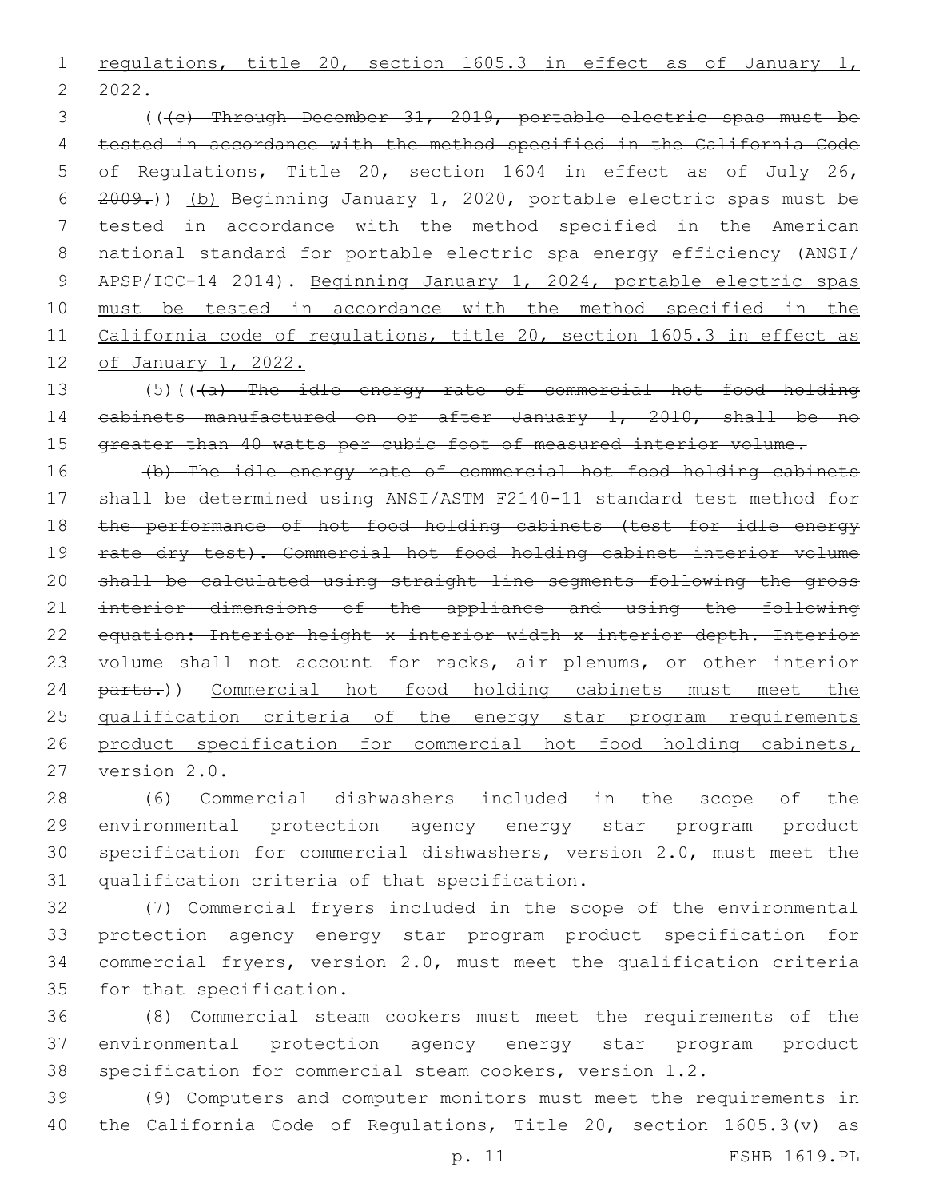regulations, title 20, section 1605.3 in effect as of January 1, 2022.

(((c) Through December 31, 2019, portable electric spas must be tested in accordance with the method specified in the California Code of Regulations, Title 20, section 1604 in effect as of July 26, 2009.)) (b) Beginning January 1, 2020, portable electric spas must be tested in accordance with the method specified in the American national standard for portable electric spa energy efficiency (ANSI/APSP/ICC-14 2014). Beginning January 1, 2024, portable electric spas must be tested in accordance with the method specified in the California code of regulations, title 20, section 1605.3 in effect as of January 1, 2022.

(5)(((a) The idle energy rate of commercial hot food holding cabinets manufactured on or after January 1, 2010, shall be no greater than 40 watts per cubic foot of measured interior volume.

(b) The idle energy rate of commercial hot food holding cabinets shall be determined using ANSI/ASTM F2140-11 standard test method for the performance of hot food holding cabinets (test for idle energy rate dry test). Commercial hot food holding cabinet interior volume shall be calculated using straight line segments following the gross interior dimensions of the appliance and using the following equation: Interior height x interior width x interior depth. Interior volume shall not account for racks, air plenums, or other interior parts.)) Commercial hot food holding cabinets must meet the qualification criteria of the energy star program requirements product specification for commercial hot food holding cabinets, version 2.0.

(6) Commercial dishwashers included in the scope of the environmental protection agency energy star program product specification for commercial dishwashers, version 2.0, must meet the qualification criteria of that specification.

(7) Commercial fryers included in the scope of the environmental protection agency energy star program product specification for commercial fryers, version 2.0, must meet the qualification criteria for that specification.

(8) Commercial steam cookers must meet the requirements of the environmental protection agency energy star program product specification for commercial steam cookers, version 1.2.

(9) Computers and computer monitors must meet the requirements in the California Code of Regulations, Title 20, section 1605.3(v) as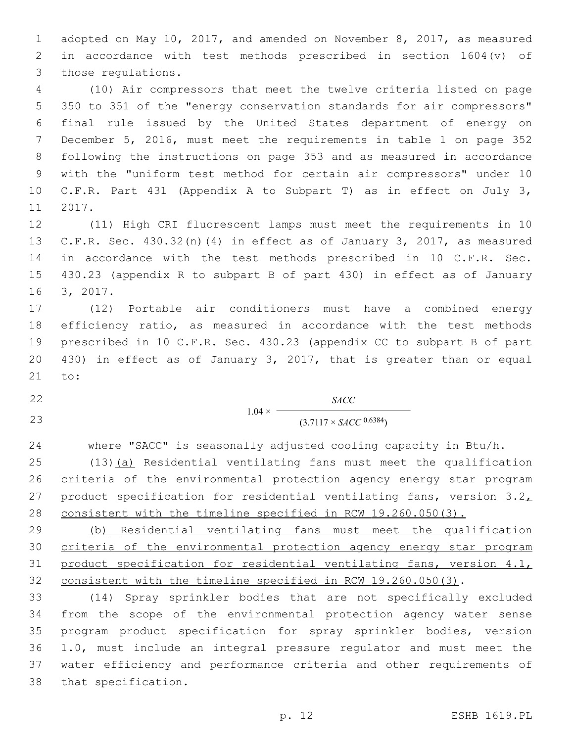adopted on May 10, 2017, and amended on November 8, 2017, as measured in accordance with test methods prescribed in section 1604(v) of those regulations.

(10) Air compressors that meet the twelve criteria listed on page 350 to 351 of the "energy conservation standards for air compressors" final rule issued by the United States department of energy on December 5, 2016, must meet the requirements in table 1 on page 352 following the instructions on page 353 and as measured in accordance with the "uniform test method for certain air compressors" under 10 C.F.R. Part 431 (Appendix A to Subpart T) as in effect on July 3, 2017.

(11) High CRI fluorescent lamps must meet the requirements in 10 C.F.R. Sec. 430.32(n)(4) in effect as of January 3, 2017, as measured in accordance with the test methods prescribed in 10 C.F.R. Sec. 430.23 (appendix R to subpart B of part 430) in effect as of January 3, 2017.

(12) Portable air conditioners must have a combined energy efficiency ratio, as measured in accordance with the test methods prescribed in 10 C.F.R. Sec. 430.23 (appendix CC to subpart B of part 430) in effect as of January 3, 2017, that is greater than or equal to:

$$1.04 \times \frac{SACC}{(3.7117 \times SACC^{0.6384})}$$

where "SACC" is seasonally adjusted cooling capacity in Btu/h.

(13)<u>(a)</u> Residential ventilating fans must meet the qualification criteria of the environmental protection agency energy star program product specification for residential ventilating fans, version 3.2<u>, consistent with the timeline specified in RCW 19.260.050(3).</u>

<u>(b) Residential ventilating fans must meet the qualification criteria of the environmental protection agency energy star program product specification for residential ventilating fans, version 4.1, consistent with the timeline specified in RCW 19.260.050(3)</u>.

(14) Spray sprinkler bodies that are not specifically excluded from the scope of the environmental protection agency water sense program product specification for spray sprinkler bodies, version 1.0, must include an integral pressure regulator and must meet the water efficiency and performance criteria and other requirements of that specification.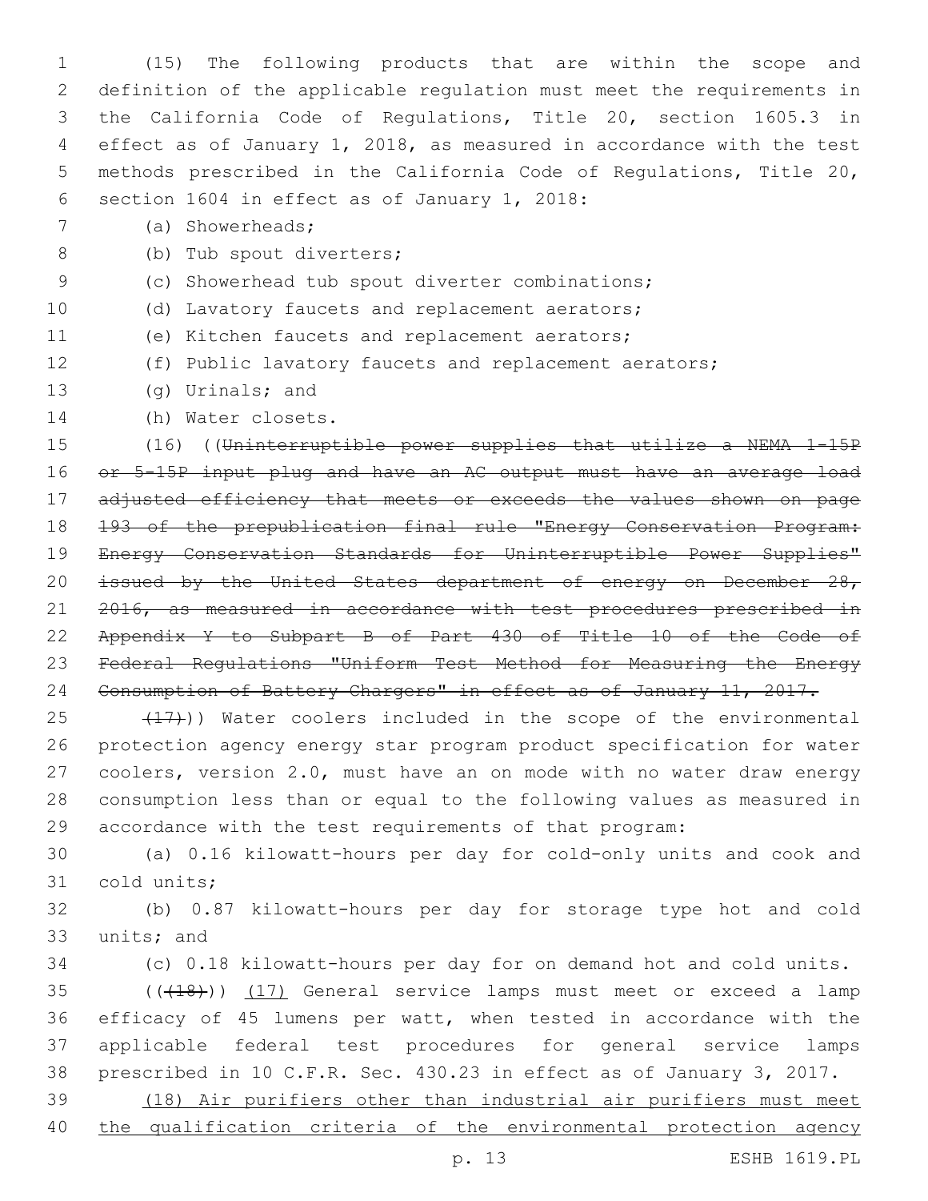(15) The following products that are within the scope and definition of the applicable regulation must meet the requirements in the California Code of Regulations, Title 20, section 1605.3 in effect as of January 1, 2018, as measured in accordance with the test methods prescribed in the California Code of Regulations, Title 20, section 1604 in effect as of January 1, 2018:

(a) Showerheads;

(b) Tub spout diverters;

(c) Showerhead tub spout diverter combinations;

(d) Lavatory faucets and replacement aerators;

(e) Kitchen faucets and replacement aerators;

(f) Public lavatory faucets and replacement aerators;

(g) Urinals; and

(h) Water closets.

(16) ((~~Uninterruptible power supplies that utilize a NEMA 1-15P or 5-15P input plug and have an AC output must have an average load adjusted efficiency that meets or exceeds the values shown on page 193 of the prepublication final rule "Energy Conservation Program: Energy Conservation Standards for Uninterruptible Power Supplies" issued by the United States department of energy on December 28, 2016, as measured in accordance with test procedures prescribed in Appendix Y to Subpart B of Part 430 of Title 10 of the Code of Federal Regulations "Uniform Test Method for Measuring the Energy Consumption of Battery Chargers" in effect as of January 11, 2017.~~

~~(17)~~)) Water coolers included in the scope of the environmental protection agency energy star program product specification for water coolers, version 2.0, must have an on mode with no water draw energy consumption less than or equal to the following values as measured in accordance with the test requirements of that program:

(a) 0.16 kilowatt-hours per day for cold-only units and cook and cold units;

(b) 0.87 kilowatt-hours per day for storage type hot and cold units; and

(c) 0.18 kilowatt-hours per day for on demand hot and cold units.

((~~(18)~~)) <u>(17)</u> General service lamps must meet or exceed a lamp efficacy of 45 lumens per watt, when tested in accordance with the applicable federal test procedures for general service lamps prescribed in 10 C.F.R. Sec. 430.23 in effect as of January 3, 2017.

<u>(18) Air purifiers other than industrial air purifiers must meet the qualification criteria of the environmental protection agency</u>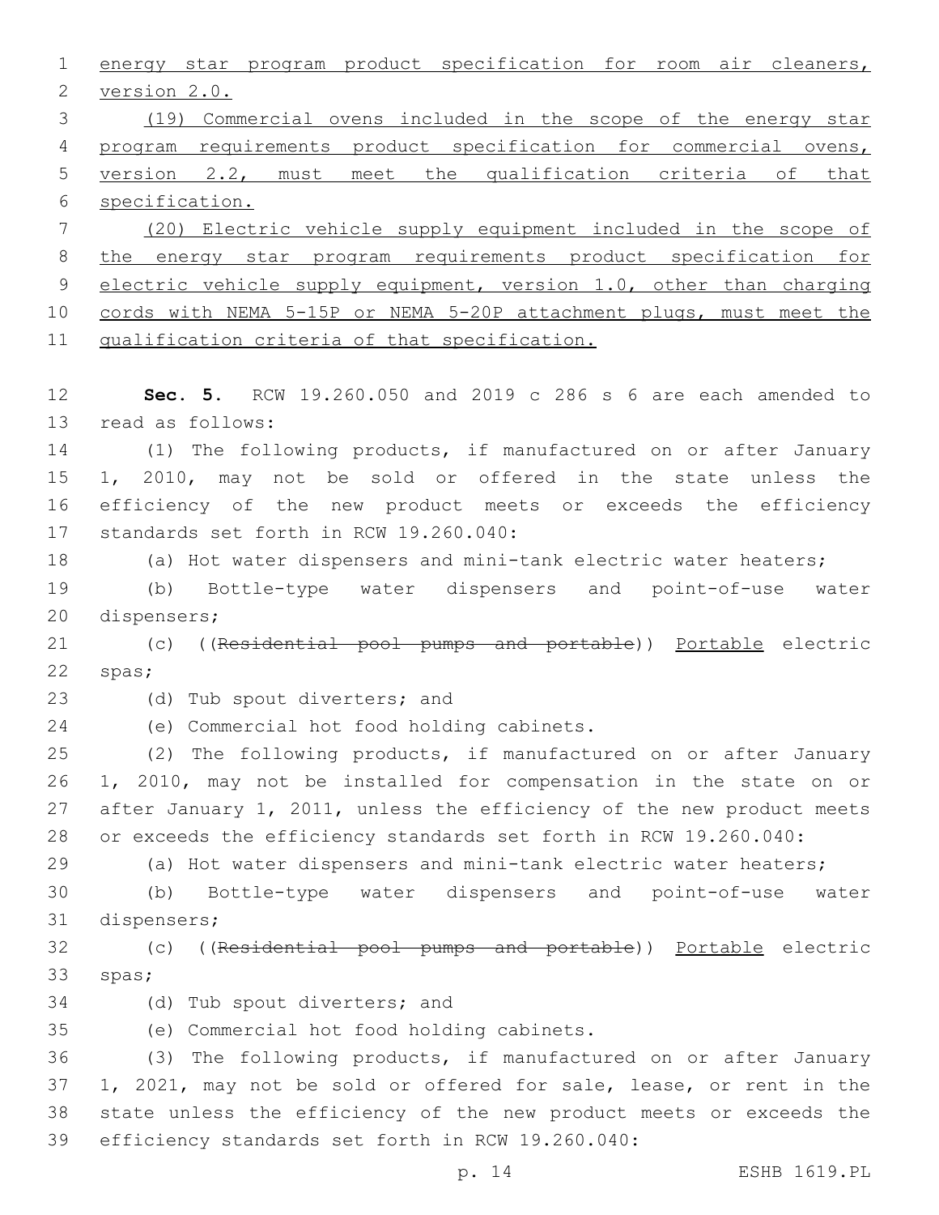energy star program product specification for room air cleaners, version 2.0.

(19) Commercial ovens included in the scope of the energy star program requirements product specification for commercial ovens, version 2.2, must meet the qualification criteria of that specification.

(20) Electric vehicle supply equipment included in the scope of the energy star program requirements product specification for electric vehicle supply equipment, version 1.0, other than charging cords with NEMA 5-15P or NEMA 5-20P attachment plugs, must meet the qualification criteria of that specification.

**Sec. 5.** RCW 19.260.050 and 2019 c 286 s 6 are each amended to read as follows:

(1) The following products, if manufactured on or after January 1, 2010, may not be sold or offered in the state unless the efficiency of the new product meets or exceeds the efficiency standards set forth in RCW 19.260.040:

(a) Hot water dispensers and mini-tank electric water heaters;

(b) Bottle-type water dispensers and point-of-use water dispensers;

(c) ((~~Residential pool pumps and portable~~)) Portable electric spas;

(d) Tub spout diverters; and

(e) Commercial hot food holding cabinets.

(2) The following products, if manufactured on or after January 1, 2010, may not be installed for compensation in the state on or after January 1, 2011, unless the efficiency of the new product meets or exceeds the efficiency standards set forth in RCW 19.260.040:

(a) Hot water dispensers and mini-tank electric water heaters;

(b) Bottle-type water dispensers and point-of-use water dispensers;

(c) ((~~Residential pool pumps and portable~~)) Portable electric spas;

(d) Tub spout diverters; and

(e) Commercial hot food holding cabinets.

(3) The following products, if manufactured on or after January 1, 2021, may not be sold or offered for sale, lease, or rent in the state unless the efficiency of the new product meets or exceeds the efficiency standards set forth in RCW 19.260.040: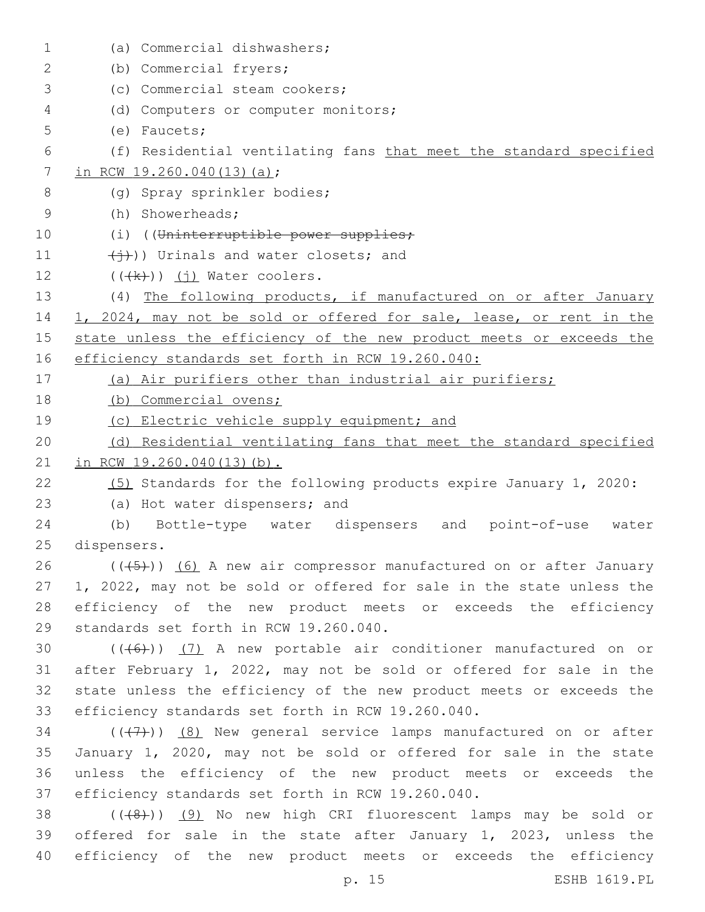(a) Commercial dishwashers;

(b) Commercial fryers;

(c) Commercial steam cookers;

(d) Computers or computer monitors;

(e) Faucets;

(f) Residential ventilating fans that meet the standard specified in RCW 19.260.040(13)(a);

(g) Spray sprinkler bodies;

(h) Showerheads;

(i) ((~~Uninterruptible power supplies;~~

~~(j)~~)) Urinals and water closets; and

((~~(k)~~)) (j) Water coolers.

(4) The following products, if manufactured on or after January 1, 2024, may not be sold or offered for sale, lease, or rent in the state unless the efficiency of the new product meets or exceeds the efficiency standards set forth in RCW 19.260.040:

(a) Air purifiers other than industrial air purifiers;

(b) Commercial ovens;

(c) Electric vehicle supply equipment; and

(d) Residential ventilating fans that meet the standard specified in RCW 19.260.040(13)(b).

(5) Standards for the following products expire January 1, 2020:

(a) Hot water dispensers; and

(b) Bottle-type water dispensers and point-of-use water dispensers.

((~~(5)~~)) (6) A new air compressor manufactured on or after January 1, 2022, may not be sold or offered for sale in the state unless the efficiency of the new product meets or exceeds the efficiency standards set forth in RCW 19.260.040.

((~~(6)~~)) (7) A new portable air conditioner manufactured on or after February 1, 2022, may not be sold or offered for sale in the state unless the efficiency of the new product meets or exceeds the efficiency standards set forth in RCW 19.260.040.

((~~(7)~~)) (8) New general service lamps manufactured on or after January 1, 2020, may not be sold or offered for sale in the state unless the efficiency of the new product meets or exceeds the efficiency standards set forth in RCW 19.260.040.

((~~(8)~~)) (9) No new high CRI fluorescent lamps may be sold or offered for sale in the state after January 1, 2023, unless the efficiency of the new product meets or exceeds the efficiency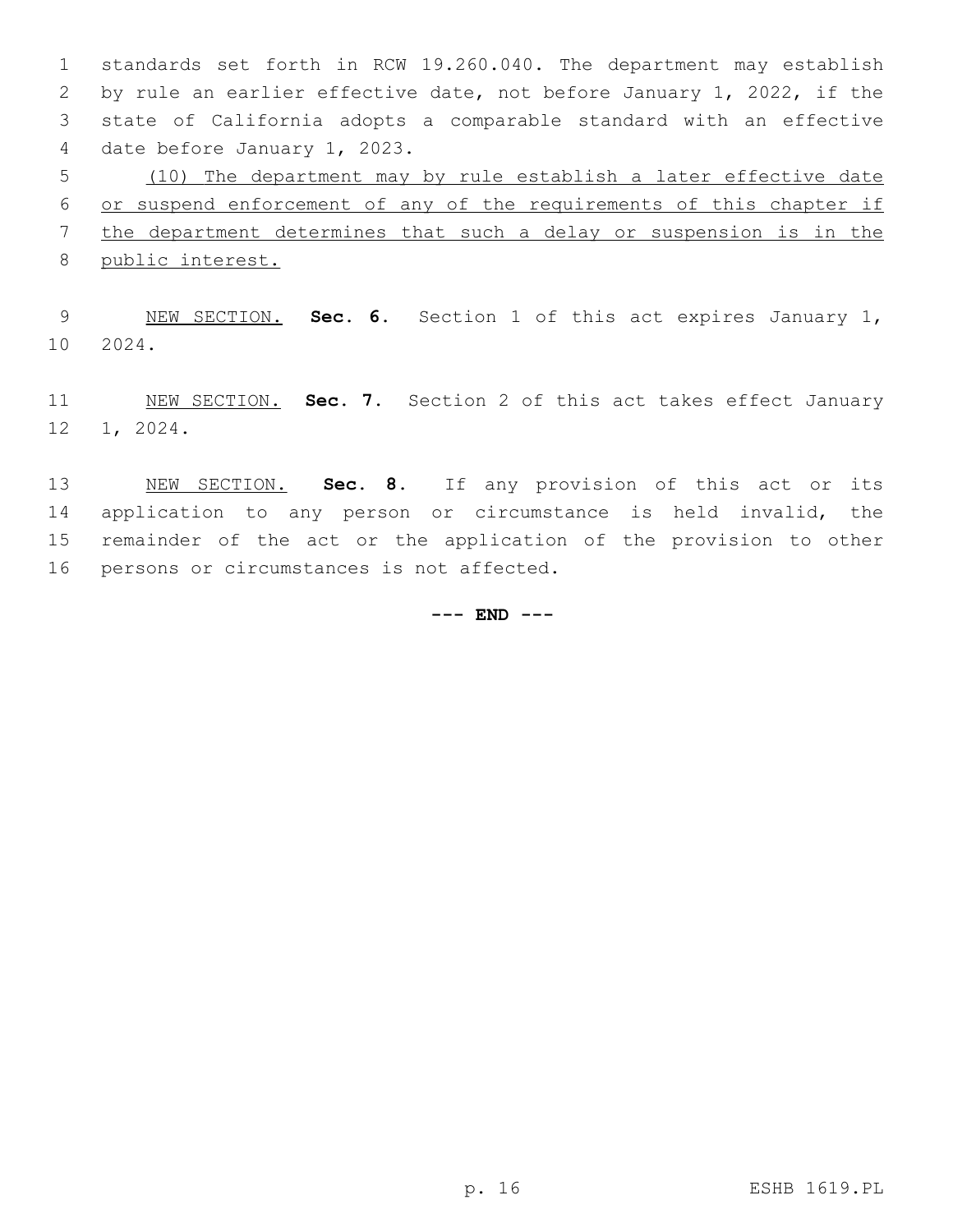standards set forth in RCW 19.260.040. The department may establish by rule an earlier effective date, not before January 1, 2022, if the state of California adopts a comparable standard with an effective date before January 1, 2023.

(10) The department may by rule establish a later effective date or suspend enforcement of any of the requirements of this chapter if the department determines that such a delay or suspension is in the public interest.

NEW SECTION. **Sec. 6.** Section 1 of this act expires January 1, 2024.

NEW SECTION. **Sec. 7.** Section 2 of this act takes effect January 1, 2024.

NEW SECTION. **Sec. 8.** If any provision of this act or its application to any person or circumstance is held invalid, the remainder of the act or the application of the provision to other persons or circumstances is not affected.

**--- END ---**